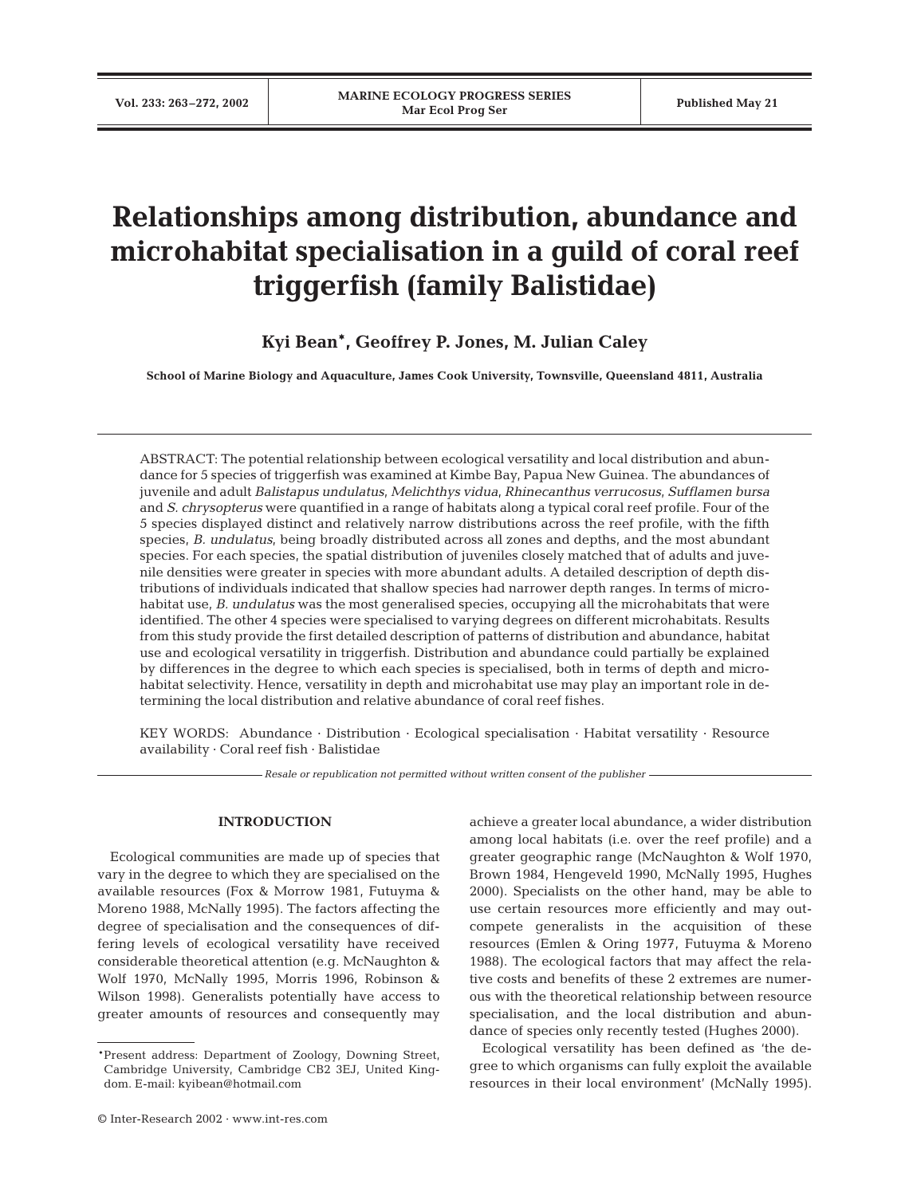# Relationships among distribution, abundance and microhabitat specialisation in a guild of coral reef triggerfish (family Balistidae)

**Kyi Bean*, Geoffrey P. Jones, M. Julian Caley**

**School of Marine Biology and Aquaculture, James Cook University, Townsville, Queensland 4811, Australia**

ABSTRACT: The potential relationship between ecological versatility and local distribution and abundance for 5 species of triggerfish was examined at Kimbe Bay, Papua New Guinea. The abundances of juvenile and adult *Balistapus undulatus*, *Melichthys vidua*, *Rhinecanthus verrucosus*, *Sufflamen bursa* and *S. chrysopterus* were quantified in a range of habitats along a typical coral reef profile. Four of the 5 species displayed distinct and relatively narrow distributions across the reef profile, with the fifth species, *B. undulatus*, being broadly distributed across all zones and depths, and the most abundant species. For each species, the spatial distribution of juveniles closely matched that of adults and juvenile densities were greater in species with more abundant adults. A detailed description of depth distributions of individuals indicated that shallow species had narrower depth ranges. In terms of microhabitat use, *B. undulatus* was the most generalised species, occupying all the microhabitats that were identified. The other 4 species were specialised to varying degrees on different microhabitats. Results from this study provide the first detailed description of patterns of distribution and abundance, habitat use and ecological versatility in triggerfish. Distribution and abundance could partially be explained by differences in the degree to which each species is specialised, both in terms of depth and microhabitat selectivity. Hence, versatility in depth and microhabitat use may play an important role in determining the local distribution and relative abundance of coral reef fishes.

KEY WORDS: Abundance · Distribution · Ecological specialisation · Habitat versatility · Resource availability · Coral reef fish · Balistidae

*Resale or republication not permitted without written consent of the publisher*

## INTRODUCTION

Ecological communities are made up of species that vary in the degree to which they are specialised on the available resources (Fox & Morrow 1981, Futuyma & Moreno 1988, McNally 1995). The factors affecting the degree of specialisation and the consequences of differing levels of ecological versatility have received considerable theoretical attention (e.g. McNaughton & Wolf 1970, McNally 1995, Morris 1996, Robinson & Wilson 1998). Generalists potentially have access to greater amounts of resources and consequently may achieve a greater local abundance, a wider distribution among local habitats (i.e. over the reef profile) and a greater geographic range (McNaughton & Wolf 1970, Brown 1984, Hengeveld 1990, McNally 1995, Hughes 2000). Specialists on the other hand, may be able to use certain resources more efficiently and may outcompete generalists in the acquisition of these resources (Emlen & Oring 1977, Futuyma & Moreno 1988). The ecological factors that may affect the relative costs and benefits of these 2 extremes are numerous with the theoretical relationship between resource specialisation, and the local distribution and abundance of species only recently tested (Hughes 2000).

Ecological versatility has been defined as 'the degree to which organisms can fully exploit the available resources in their local environment' (McNally 1995).

*Present address: Department of Zoology, Downing Street, Cambridge University, Cambridge CB2 3EJ, United Kingdom. E-mail: kyibean@hotmail.com

© Inter-Research 2002 · www.int-res.com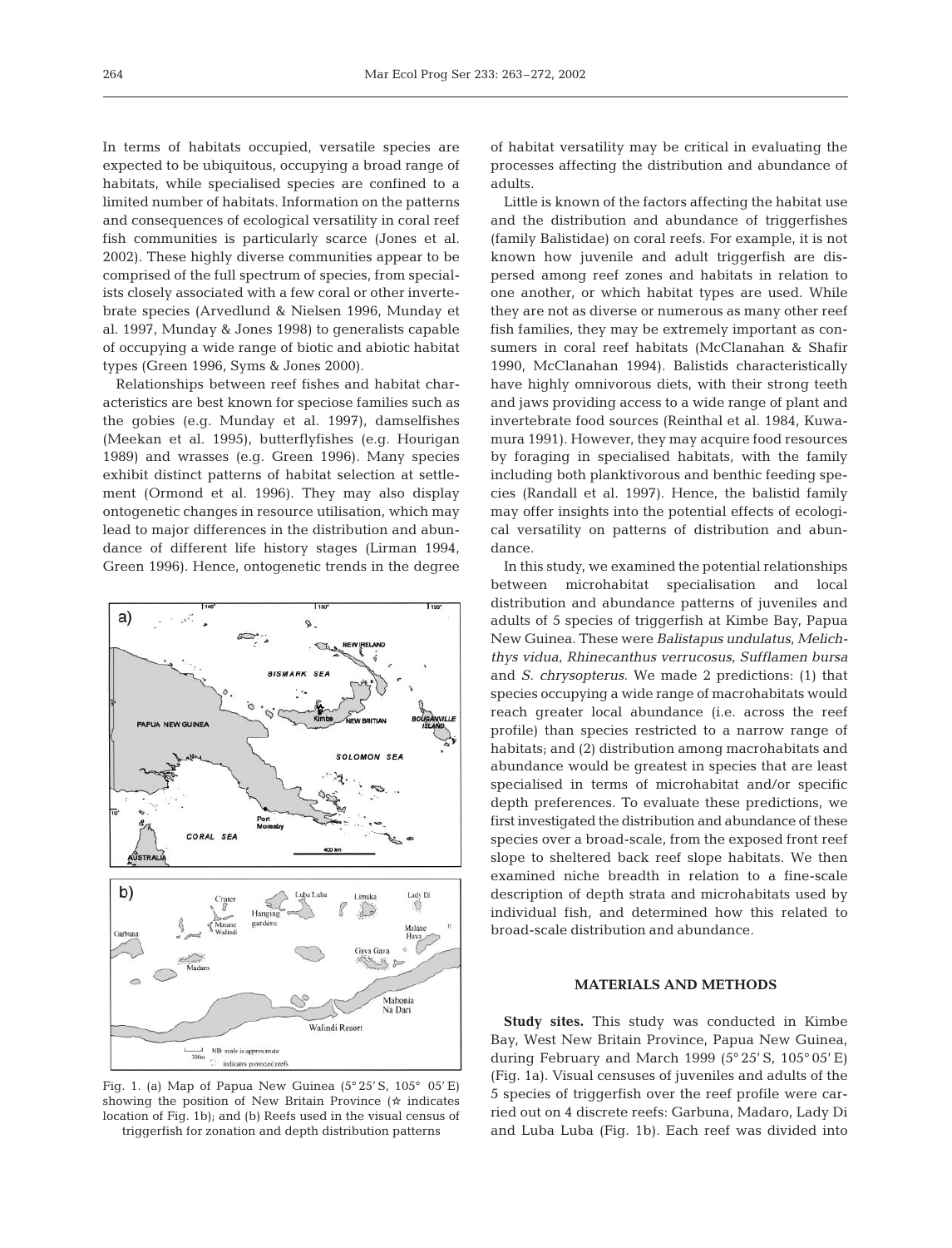In terms of habitats occupied, versatile species are expected to be ubiquitous, occupying a broad range of habitats, while specialised species are confined to a limited number of habitats. Information on the patterns and consequences of ecological versatility in coral reef fish communities is particularly scarce (Jones et al. 2002). These highly diverse communities appear to be comprised of the full spectrum of species, from specialists closely associated with a few coral or other invertebrate species (Arvedlund & Nielsen 1996, Munday et al. 1997, Munday & Jones 1998) to generalists capable of occupying a wide range of biotic and abiotic habitat types (Green 1996, Syms & Jones 2000).

Relationships between reef fishes and habitat characteristics are best known for speciose families such as the gobies (e.g. Munday et al. 1997), damselfishes (Meekan et al. 1995), butterflyfishes (e.g. Hourigan 1989) and wrasses (e.g. Green 1996). Many species exhibit distinct patterns of habitat selection at settlement (Ormond et al. 1996). They may also display ontogenetic changes in resource utilisation, which may lead to major differences in the distribution and abundance of different life history stages (Lirman 1994, Green 1996). Hence, ontogenetic trends in the degree of habitat versatility may be critical in evaluating the processes affecting the distribution and abundance of adults.

Little is known of the factors affecting the habitat use and the distribution and abundance of triggerfishes (family Balistidae) on coral reefs. For example, it is not known how juvenile and adult triggerfish are dispersed among reef zones and habitats in relation to one another, or which habitat types are used. While they are not as diverse or numerous as many other reef fish families, they may be extremely important as consumers in coral reef habitats (McClanahan & Shafir 1990, McClanahan 1994). Balistids characteristically have highly omnivorous diets, with their strong teeth and jaws providing access to a wide range of plant and invertebrate food sources (Reinthal et al. 1984, Kuwamura 1991). However, they may acquire food resources by foraging in specialised habitats, with the family including both planktivorous and benthic feeding species (Randall et al. 1997). Hence, the balistid family may offer insights into the potential effects of ecological versatility on patterns of distribution and abundance.

In this study, we examined the potential relationships between microhabitat specialisation and local distribution and abundance patterns of juveniles and adults of 5 species of triggerfish at Kimbe Bay, Papua New Guinea. These were *Balistapus undulatus*, *Melichthys vidua*, *Rhinecanthus verrucosus*, *Sufflamen bursa* and *S. chrysopterus*. We made 2 predictions: (1) that species occupying a wide range of macrohabitats would reach greater local abundance (i.e. across the reef profile) than species restricted to a narrow range of habitats; and (2) distribution among macrohabitats and abundance would be greatest in species that are least specialised in terms of microhabitat and/or specific depth preferences. To evaluate these predictions, we first investigated the distribution and abundance of these species over a broad-scale, from the exposed front reef slope to sheltered back reef slope habitats. We then examined niche breadth in relation to a fine-scale description of depth strata and microhabitats used by individual fish, and determined how this related to broad-scale distribution and abundance.

Fig. 1. (a) Map of Papua New Guinea (5° 25′ S, 105° 05′ E) showing the position of New Britain Province (☆ indicates location of Fig. 1b); and (b) Reefs used in the visual census of triggerfish for zonation and depth distribution patterns

## MATERIALS AND METHODS

**Study sites.** This study was conducted in Kimbe Bay, West New Britain Province, Papua New Guinea, during February and March 1999 (5° 25′ S, 105° 05′ E) (Fig. 1a). Visual censuses of juveniles and adults of the 5 species of triggerfish over the reef profile were carried out on 4 discrete reefs: Garbuna, Madaro, Lady Di and Luba Luba (Fig. 1b). Each reef was divided into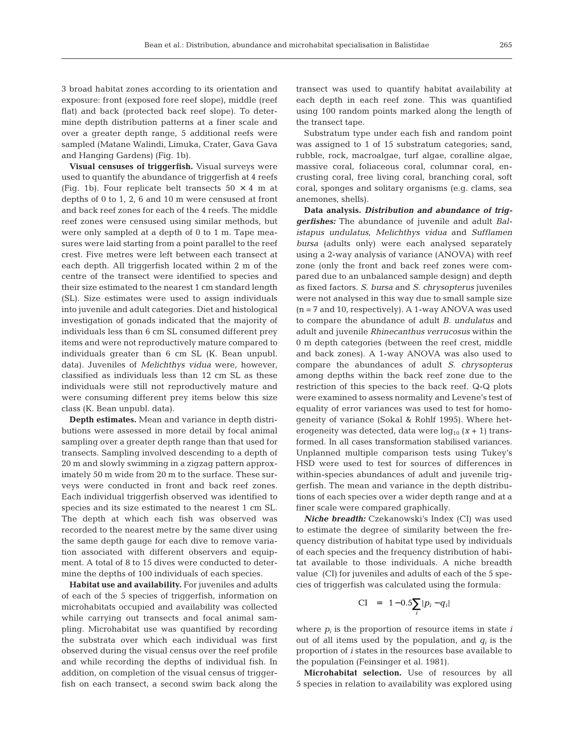3 broad habitat zones according to its orientation and exposure: front (exposed fore reef slope), middle (reef flat) and back (protected back reef slope). To determine depth distribution patterns at a finer scale and over a greater depth range, 5 additional reefs were sampled (Matane Walindi, Limuka, Crater, Gava Gava and Hanging Gardens) (Fig. 1b).

**Visual censuses of triggerfish.** Visual surveys were used to quantify the abundance of triggerfish at 4 reefs (Fig. 1b). Four replicate belt transects 50 × 4 m at depths of 0 to 1, 2, 6 and 10 m were censused at front and back reef zones for each of the 4 reefs. The middle reef zones were censused using similar methods, but were only sampled at a depth of 0 to 1 m. Tape measures were laid starting from a point parallel to the reef crest. Five metres were left between each transect at each depth. All triggerfish located within 2 m of the centre of the transect were identified to species and their size estimated to the nearest 1 cm standard length (SL). Size estimates were used to assign individuals into juvenile and adult categories. Diet and histological investigation of gonads indicated that the majority of individuals less than 6 cm SL consumed different prey items and were not reproductively mature compared to individuals greater than 6 cm SL (K. Bean unpubl. data). Juveniles of *Melichthys vidua* were, however, classified as individuals less than 12 cm SL as these individuals were still not reproductively mature and were consuming different prey items below this size class (K. Bean unpubl. data).

**Depth estimates.** Mean and variance in depth distributions were assessed in more detail by focal animal sampling over a greater depth range than that used for transects. Sampling involved descending to a depth of 20 m and slowly swimming in a zigzag pattern approximately 50 m wide from 20 m to the surface. These surveys were conducted in front and back reef zones. Each individual triggerfish observed was identified to species and its size estimated to the nearest 1 cm SL. The depth at which each fish was observed was recorded to the nearest metre by the same diver using the same depth gauge for each dive to remove variation associated with different observers and equipment. A total of 8 to 15 dives were conducted to determine the depths of 100 individuals of each species.

**Habitat use and availability.** For juveniles and adults of each of the 5 species of triggerfish, information on microhabitats occupied and availability was collected while carrying out transects and focal animal sampling. Microhabitat use was quantified by recording the substrata over which each individual was first observed during the visual census over the reef profile and while recording the depths of individual fish. In addition, on completion of the visual census of triggerfish on each transect, a second swim back along the transect was used to quantify habitat availability at each depth in each reef zone. This was quantified using 100 random points marked along the length of the transect tape.

Substratum type under each fish and random point was assigned to 1 of 15 substratum categories; sand, rubble, rock, macroalgae, turf algae, coralline algae, massive coral, foliaceous coral, columnar coral, encrusting coral, free living coral, branching coral, soft coral, sponges and solitary organisms (e.g. clams, sea anemones, shells).

**Data analysis.** ***Distribution and abundance of triggerfishes:*** The abundance of juvenile and adult *Balistapus undulatus*, *Melichthys vidua* and *Sufflamen bursa* (adults only) were each analysed separately using a 2-way analysis of variance (ANOVA) with reef zone (only the front and back reef zones were compared due to an unbalanced sample design) and depth as fixed factors. *S. bursa* and *S. chrysopterus* juveniles were not analysed in this way due to small sample size (n = 7 and 10, respectively). A 1-way ANOVA was used to compare the abundance of adult *B. undulatus* and adult and juvenile *Rhinecanthus verrucosus* within the 0 m depth categories (between the reef crest, middle and back zones). A 1-way ANOVA was also used to compare the abundances of adult *S. chrysopterus* among depths within the back reef zone due to the restriction of this species to the back reef. Q-Q plots were examined to assess normality and Levene's test of equality of error variances was used to test for homogeneity of variance (Sokal & Rohlf 1995). Where heterogeneity was detected, data were $\log_{10}(x + 1)$ transformed. In all cases transformation stabilised variances. Unplanned multiple comparison tests using Tukey's HSD were used to test for sources of differences in within-species abundances of adult and juvenile triggerfish. The mean and variance in the depth distributions of each species over a wider depth range and at a finer scale were compared graphically.

***Niche breadth:*** Czekanowski's Index (CI) was used to estimate the degree of similarity between the frequency distribution of habitat type used by individuals of each species and the frequency distribution of habitat available to those individuals. A niche breadth value (CI) for juveniles and adults of each of the 5 species of triggerfish was calculated using the formula:

$$\mathrm{CI} = 1 - 0.5 \sum_{i} |p_i - q_i|$$

where $p_i$ is the proportion of resource items in state $i$ out of all items used by the population, and $q_i$ is the proportion of $i$ states in the resources base available to the population (Feinsinger et al. 1981).

**Microhabitat selection.** Use of resources by all 5 species in relation to availability was explored using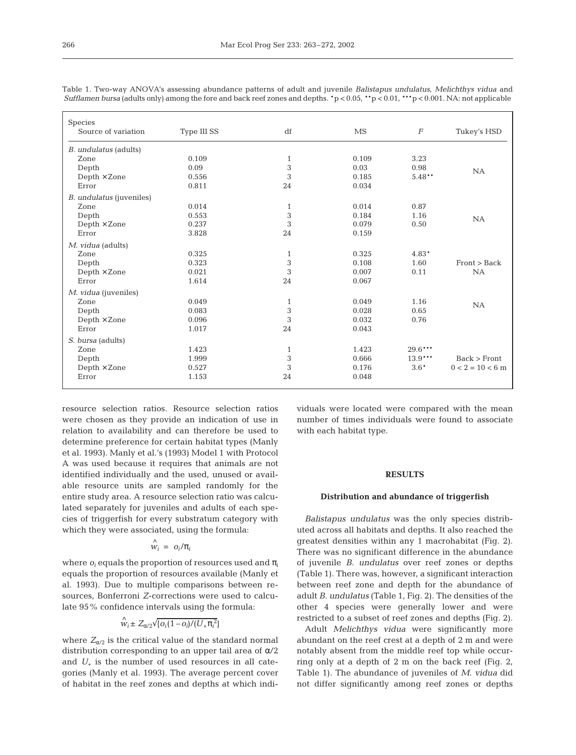Table 1. Two-way ANOVA's assessing abundance patterns of adult and juvenile *Balistapus undulatus*, *Melichthys vidua* and *Sufflamen bursa* (adults only) among the fore and back reef zones and depths. *p < 0.05, **p < 0.01, ***p < 0.001. NA: not applicable

| Species<br>Source of variation | Type III SS | df | MS | $F$ | Tukey's HSD |
|---|---|---|---|---|---|
| *B. undulatus* (adults) | | | | | |
| Zone | 0.109 | 1 | 0.109 | 3.23 | |
| Depth | 0.09 | 3 | 0.03 | 0.98 | NA |
| Depth × Zone | 0.556 | 3 | 0.185 | 5.48** | |
| Error | 0.811 | 24 | 0.034 | | |
| *B. undulatus* (juveniles) | | | | | |
| Zone | 0.014 | 1 | 0.014 | 0.87 | |
| Depth | 0.553 | 3 | 0.184 | 1.16 | NA |
| Depth × Zone | 0.237 | 3 | 0.079 | 0.50 | |
| Error | 3.828 | 24 | 0.159 | | |
| *M. vidua* (adults) | | | | | |
| Zone | 0.325 | 1 | 0.325 | 4.83* | |
| Depth | 0.323 | 3 | 0.108 | 1.60 | Front > Back |
| Depth × Zone | 0.021 | 3 | 0.007 | 0.11 | NA |
| Error | 1.614 | 24 | 0.067 | | |
| *M. vidua* (juveniles) | | | | | |
| Zone | 0.049 | 1 | 0.049 | 1.16 | NA |
| Depth | 0.083 | 3 | 0.028 | 0.65 | |
| Depth × Zone | 0.096 | 3 | 0.032 | 0.76 | |
| Error | 1.017 | 24 | 0.043 | | |
| *S. bursa* (adults) | | | | | |
| Zone | 1.423 | 1 | 1.423 | 29.6*** | |
| Depth | 1.999 | 3 | 0.666 | 13.9*** | Back > Front |
| Depth × Zone | 0.527 | 3 | 0.176 | 3.6* | 0 < 2 = 10 < 6 m |
| Error | 1.153 | 24 | 0.048 | | |

resource selection ratios. Resource selection ratios were chosen as they provide an indication of use in relation to availability and can therefore be used to determine preference for certain habitat types (Manly et al. 1993). Manly et al.'s (1993) Model 1 with Protocol A was used because it requires that animals are not identified individually and the used, unused or available resource units are sampled randomly for the entire study area. A resource selection ratio was calculated separately for juveniles and adults of each species of triggerfish for every substratum category with which they were associated, using the formula:

$$\hat{w}_i = o_i/\pi_i$$

where $o_i$ equals the proportion of resources used and $\pi_i$ equals the proportion of resources available (Manly et al. 1993). Due to multiple comparisons between resources, Bonferroni $Z$-corrections were used to calculate 95% confidence intervals using the formula:

$$\hat{w}_i \pm Z_{\alpha/2}\sqrt{\{o_i(1-o_i)/(U_+\pi_i^2)\}}$$

where $Z_{\alpha/2}$ is the critical value of the standard normal distribution corresponding to an upper tail area of $\alpha/2$ and $U_+$ is the number of used resources in all categories (Manly et al. 1993). The average percent cover of habitat in the reef zones and depths at which individuals were located were compared with the mean number of times individuals were found to associate with each habitat type.

## RESULTS

### Distribution and abundance of triggerfish

*Balistapus undulatus* was the only species distributed across all habitats and depths. It also reached the greatest densities within any 1 macrohabitat (Fig. 2). There was no significant difference in the abundance of juvenile *B. undulatus* over reef zones or depths (Table 1). There was, however, a significant interaction between reef zone and depth for the abundance of adult *B. undulatus* (Table 1, Fig. 2). The densities of the other 4 species were generally lower and were restricted to a subset of reef zones and depths (Fig. 2).

Adult *Melichthys vidua* were significantly more abundant on the reef crest at a depth of 2 m and were notably absent from the middle reef top while occurring only at a depth of 2 m on the back reef (Fig. 2, Table 1). The abundance of juveniles of *M. vidua* did not differ significantly among reef zones or depths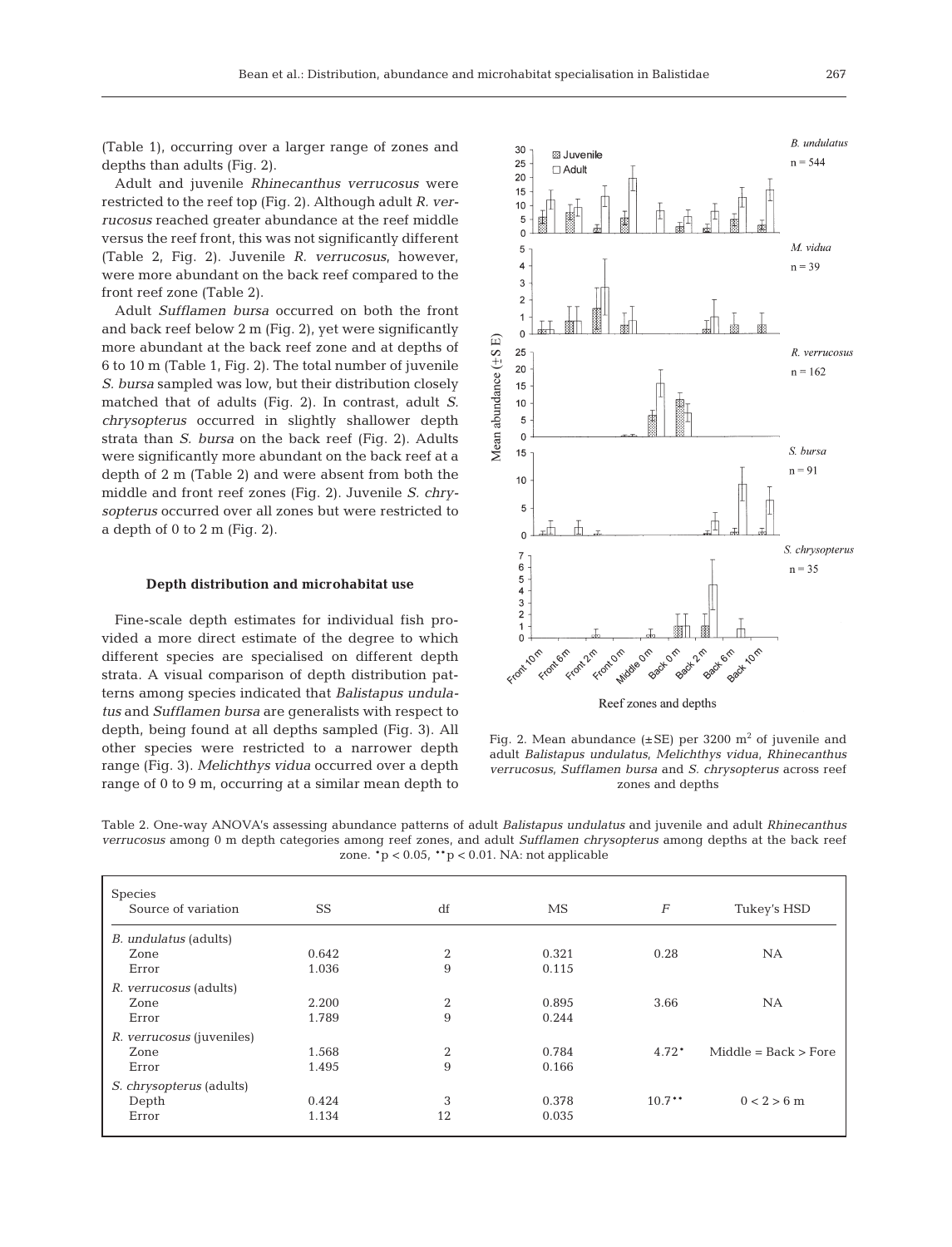(Table 1), occurring over a larger range of zones and depths than adults (Fig. 2).

Adult and juvenile *Rhinecanthus verrucosus* were restricted to the reef top (Fig. 2). Although adult *R. verrucosus* reached greater abundance at the reef middle versus the reef front, this was not significantly different (Table 2, Fig. 2). Juvenile *R. verrucosus*, however, were more abundant on the back reef compared to the front reef zone (Table 2).

Adult *Sufflamen bursa* occurred on both the front and back reef below 2 m (Fig. 2), yet were significantly more abundant at the back reef zone and at depths of 6 to 10 m (Table 1, Fig. 2). The total number of juvenile *S. bursa* sampled was low, but their distribution closely matched that of adults (Fig. 2). In contrast, adult *S. chrysopterus* occurred in slightly shallower depth strata than *S. bursa* on the back reef (Fig. 2). Adults were significantly more abundant on the back reef at a depth of 2 m (Table 2) and were absent from both the middle and front reef zones (Fig. 2). Juvenile *S. chrysopterus* occurred over all zones but were restricted to a depth of 0 to 2 m (Fig. 2).

### Depth distribution and microhabitat use

Fine-scale depth estimates for individual fish provided a more direct estimate of the degree to which different species are specialised on different depth strata. A visual comparison of depth distribution patterns among species indicated that *Balistapus undulatus* and *Sufflamen bursa* are generalists with respect to depth, being found at all depths sampled (Fig. 3). All other species were restricted to a narrower depth range (Fig. 3). *Melichthys vidua* occurred over a depth range of 0 to 9 m, occurring at a similar mean depth to

Fig. 2. Mean abundance (±SE) per 3200 m$^2$ of juvenile and adult *Balistapus undulatus*, *Melichthys vidua*, *Rhinecanthus verrucosus*, *Sufflamen bursa* and *S. chrysopterus* across reef zones and depths

Table 2. One-way ANOVA's assessing abundance patterns of adult *Balistapus undulatus* and juvenile and adult *Rhinecanthus verrucosus* among 0 m depth categories among reef zones, and adult *Sufflamen chrysopterus* among depths at the back reef zone. $^{*}p < 0.05$, $^{**}p < 0.01$. NA: not applicable

| Species / Source of variation | SS | df | MS | $F$ | Tukey's HSD |
|---|---|---|---|---|---|
| *B. undulatus* (adults) | | | | | |
| Zone | 0.642 | 2 | 0.321 | 0.28 | NA |
| Error | 1.036 | 9 | 0.115 | | |
| *R. verrucosus* (adults) | | | | | |
| Zone | 2.200 | 2 | 0.895 | 3.66 | NA |
| Error | 1.789 | 9 | 0.244 | | |
| *R. verrucosus* (juveniles) | | | | | |
| Zone | 1.568 | 2 | 0.784 | 4.72* | Middle = Back > Fore |
| Error | 1.495 | 9 | 0.166 | | |
| *S. chrysopterus* (adults) | | | | | |
| Depth | 0.424 | 3 | 0.378 | 10.7** | 0 < 2 > 6 m |
| Error | 1.134 | 12 | 0.035 | | |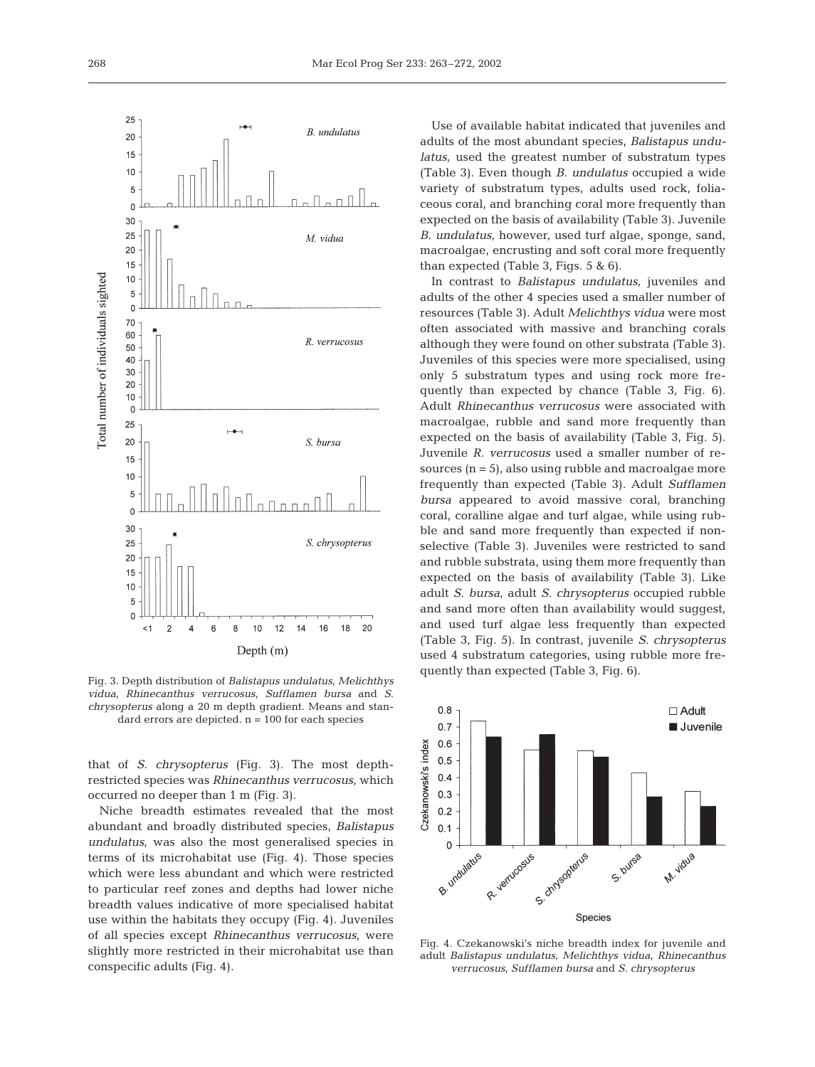Fig. 3. Depth distribution of *Balistapus undulatus*, *Melichthys vidua*, *Rhinecanthus verrucosus*, *Sufflamen bursa* and *S. chrysopterus* along a 20 m depth gradient. Means and standard errors are depicted. n = 100 for each species

that of *S. chrysopterus* (Fig. 3). The most depth-restricted species was *Rhinecanthus verrucosus*, which occurred no deeper than 1 m (Fig. 3).

Niche breadth estimates revealed that the most abundant and broadly distributed species, *Balistapus undulatus*, was also the most generalised species in terms of its microhabitat use (Fig. 4). Those species which were less abundant and which were restricted to particular reef zones and depths had lower niche breadth values indicative of more specialised habitat use within the habitats they occupy (Fig. 4). Juveniles of all species except *Rhinecanthus verrucosus*, were slightly more restricted in their microhabitat use than conspecific adults (Fig. 4).

Use of available habitat indicated that juveniles and adults of the most abundant species, *Balistapus undulatus*, used the greatest number of substratum types (Table 3). Even though *B. undulatus* occupied a wide variety of substratum types, adults used rock, foliaceous coral, and branching coral more frequently than expected on the basis of availability (Table 3). Juvenile *B. undulatus*, however, used turf algae, sponge, sand, macroalgae, encrusting and soft coral more frequently than expected (Table 3, Figs. 5 & 6).

In contrast to *Balistapus undulatus*, juveniles and adults of the other 4 species used a smaller number of resources (Table 3). Adult *Melichthys vidua* were most often associated with massive and branching corals although they were found on other substrata (Table 3). Juveniles of this species were more specialised, using only 5 substratum types and using rock more frequently than expected by chance (Table 3, Fig. 6). Adult *Rhinecanthus verrucosus* were associated with macroalgae, rubble and sand more frequently than expected on the basis of availability (Table 3, Fig. 5). Juvenile *R. verrucosus* used a smaller number of resources (n = 5), also using rubble and macroalgae more frequently than expected (Table 3). Adult *Sufflamen bursa* appeared to avoid massive coral, branching coral, coralline algae and turf algae, while using rubble and sand more frequently than expected if non-selective (Table 3). Juveniles were restricted to sand and rubble substrata, using them more frequently than expected on the basis of availability (Table 3). Like adult *S. bursa*, adult *S. chrysopterus* occupied rubble and sand more often than availability would suggest, and used turf algae less frequently than expected (Table 3, Fig. 5). In contrast, juvenile *S. chrysopterus* used 4 substratum categories, using rubble more frequently than expected (Table 3, Fig. 6).

Fig. 4. Czekanowski's niche breadth index for juvenile and adult *Balistapus undulatus*, *Melichthys vidua*, *Rhinecanthus verrucosus*, *Sufflamen bursa* and *S. chrysopterus*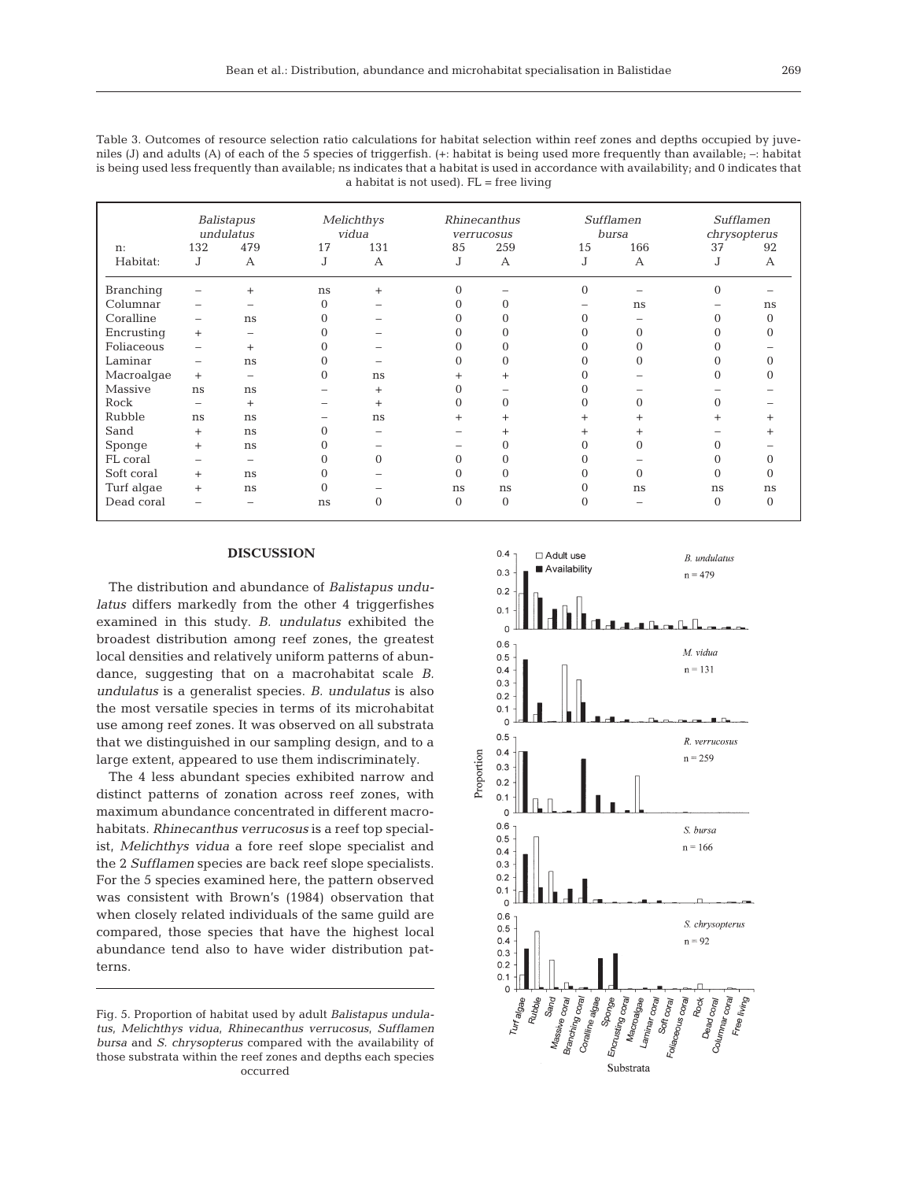Table 3. Outcomes of resource selection ratio calculations for habitat selection within reef zones and depths occupied by juveniles (J) and adults (A) of each of the 5 species of triggerfish. (+: habitat is being used more frequently than available; –: habitat is being used less frequently than available; ns indicates that a habitat is used in accordance with availability; and 0 indicates that a habitat is not used). FL = free living

| | *Balistapus undulatus* | | *Melichthys vidua* | | *Rhinecanthus verrucosus* | | *Sufflamen bursa* | | *Sufflamen chrysopterus* | |
|---|---|---|---|---|---|---|---|---|---|---|
| n: | 132 | 479 | 17 | 131 | 85 | 259 | 15 | 166 | 37 | 92 |
| Habitat: | J | A | J | A | J | A | J | A | J | A |
| Branching | – | + | ns | + | 0 | – | 0 | – | 0 | – |
| Columnar | – | – | 0 | – | 0 | 0 | – | ns | – | ns |
| Coralline | – | ns | 0 | – | 0 | 0 | 0 | – | 0 | 0 |
| Encrusting | + | – | 0 | – | 0 | 0 | 0 | 0 | 0 | 0 |
| Foliaceous | – | + | 0 | – | 0 | 0 | 0 | 0 | 0 | – |
| Laminar | – | ns | 0 | – | 0 | 0 | 0 | 0 | 0 | 0 |
| Macroalgae | + | – | 0 | ns | + | + | 0 | – | 0 | 0 |
| Massive | ns | ns | – | + | 0 | – | 0 | – | – | – |
| Rock | – | + | – | + | 0 | 0 | 0 | 0 | 0 | – |
| Rubble | ns | ns | – | ns | + | + | + | + | + | + |
| Sand | + | ns | 0 | – | – | + | + | + | – | + |
| Sponge | + | ns | 0 | – | – | 0 | 0 | 0 | 0 | – |
| FL coral | – | – | 0 | 0 | 0 | 0 | 0 | – | 0 | 0 |
| Soft coral | + | ns | 0 | – | 0 | 0 | 0 | 0 | 0 | 0 |
| Turf algae | + | ns | 0 | – | ns | ns | 0 | ns | ns | ns |
| Dead coral | – | – | ns | 0 | 0 | 0 | 0 | – | 0 | 0 |

## DISCUSSION

The distribution and abundance of *Balistapus undulatus* differs markedly from the other 4 triggerfishes examined in this study. *B. undulatus* exhibited the broadest distribution among reef zones, the greatest local densities and relatively uniform patterns of abundance, suggesting that on a macrohabitat scale *B. undulatus* is a generalist species. *B. undulatus* is also the most versatile species in terms of its microhabitat use among reef zones. It was observed on all substrata that we distinguished in our sampling design, and to a large extent, appeared to use them indiscriminately.

The 4 less abundant species exhibited narrow and distinct patterns of zonation across reef zones, with maximum abundance concentrated in different macrohabitats. *Rhinecanthus verrucosus* is a reef top specialist, *Melichthys vidua* a fore reef slope specialist and the 2 *Sufflamen* species are back reef slope specialists. For the 5 species examined here, the pattern observed was consistent with Brown's (1984) observation that when closely related individuals of the same guild are compared, those species that have the highest local abundance tend also to have wider distribution patterns.

Fig. 5. Proportion of habitat used by adult *Balistapus undulatus*, *Melichthys vidua*, *Rhinecanthus verrucosus*, *Sufflamen bursa* and *S. chrysopterus* compared with the availability of those substrata within the reef zones and depths each species occurred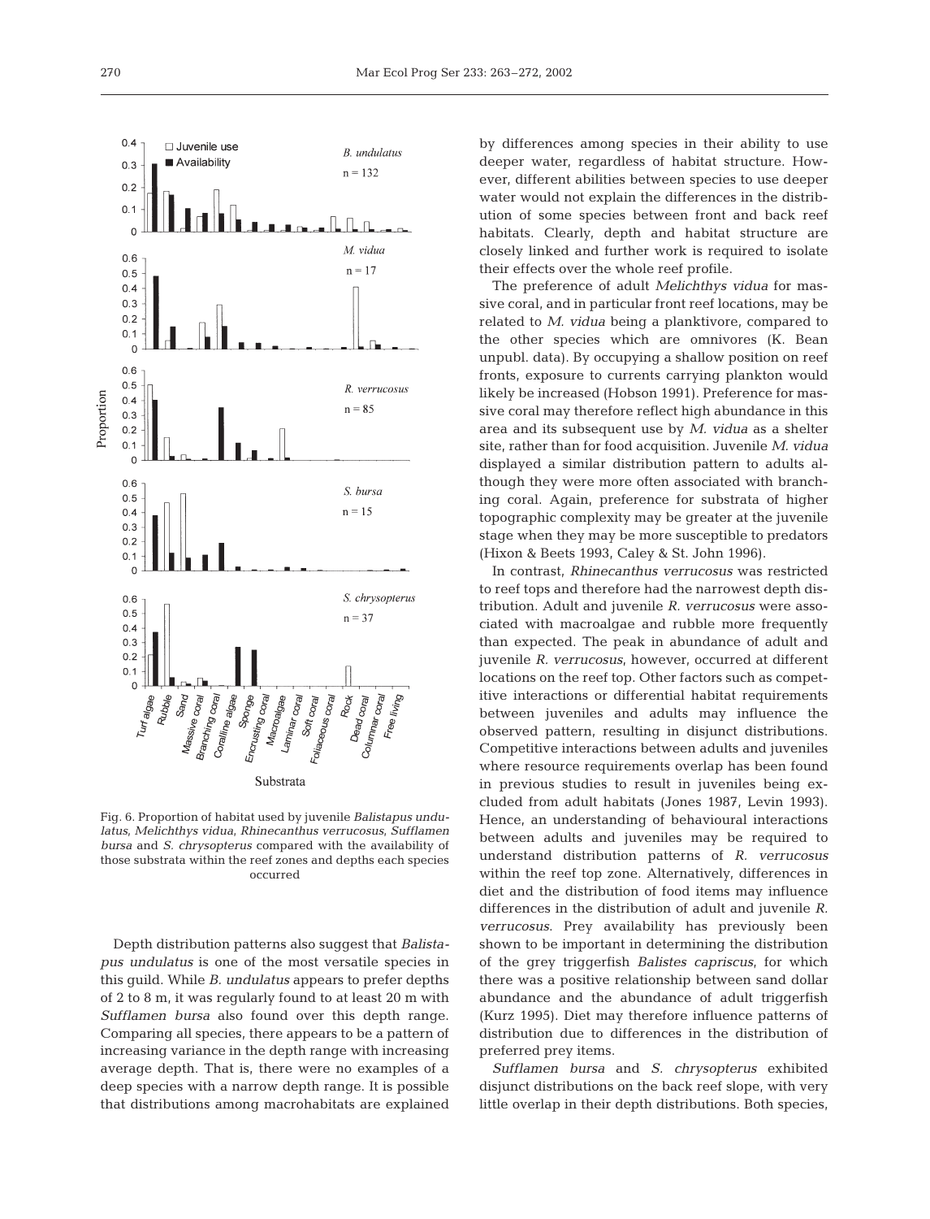Fig. 6. Proportion of habitat used by juvenile *Balistapus undulatus*, *Melichthys vidua*, *Rhinecanthus verrucosus*, *Sufflamen bursa* and *S. chrysopterus* compared with the availability of those substrata within the reef zones and depths each species occurred

Depth distribution patterns also suggest that *Balistapus undulatus* is one of the most versatile species in this guild. While *B. undulatus* appears to prefer depths of 2 to 8 m, it was regularly found to at least 20 m with *Sufflamen bursa* also found over this depth range. Comparing all species, there appears to be a pattern of increasing variance in the depth range with increasing average depth. That is, there were no examples of a deep species with a narrow depth range. It is possible that distributions among macrohabitats are explained by differences among species in their ability to use deeper water, regardless of habitat structure. However, different abilities between species to use deeper water would not explain the differences in the distribution of some species between front and back reef habitats. Clearly, depth and habitat structure are closely linked and further work is required to isolate their effects over the whole reef profile.

The preference of adult *Melichthys vidua* for massive coral, and in particular front reef locations, may be related to *M. vidua* being a planktivore, compared to the other species which are omnivores (K. Bean unpubl. data). By occupying a shallow position on reef fronts, exposure to currents carrying plankton would likely be increased (Hobson 1991). Preference for massive coral may therefore reflect high abundance in this area and its subsequent use by *M. vidua* as a shelter site, rather than for food acquisition. Juvenile *M. vidua* displayed a similar distribution pattern to adults although they were more often associated with branching coral. Again, preference for substrata of higher topographic complexity may be greater at the juvenile stage when they may be more susceptible to predators (Hixon & Beets 1993, Caley & St. John 1996).

In contrast, *Rhinecanthus verrucosus* was restricted to reef tops and therefore had the narrowest depth distribution. Adult and juvenile *R. verrucosus* were associated with macroalgae and rubble more frequently than expected. The peak in abundance of adult and juvenile *R. verrucosus*, however, occurred at different locations on the reef top. Other factors such as competitive interactions or differential habitat requirements between juveniles and adults may influence the observed pattern, resulting in disjunct distributions. Competitive interactions between adults and juveniles where resource requirements overlap has been found in previous studies to result in juveniles being excluded from adult habitats (Jones 1987, Levin 1993). Hence, an understanding of behavioural interactions between adults and juveniles may be required to understand distribution patterns of *R. verrucosus* within the reef top zone. Alternatively, differences in diet and the distribution of food items may influence differences in the distribution of adult and juvenile *R. verrucosus*. Prey availability has previously been shown to be important in determining the distribution of the grey triggerfish *Balistes capriscus*, for which there was a positive relationship between sand dollar abundance and the abundance of adult triggerfish (Kurz 1995). Diet may therefore influence patterns of distribution due to differences in the distribution of preferred prey items.

*Sufflamen bursa* and *S. chrysopterus* exhibited disjunct distributions on the back reef slope, with very little overlap in their depth distributions. Both species,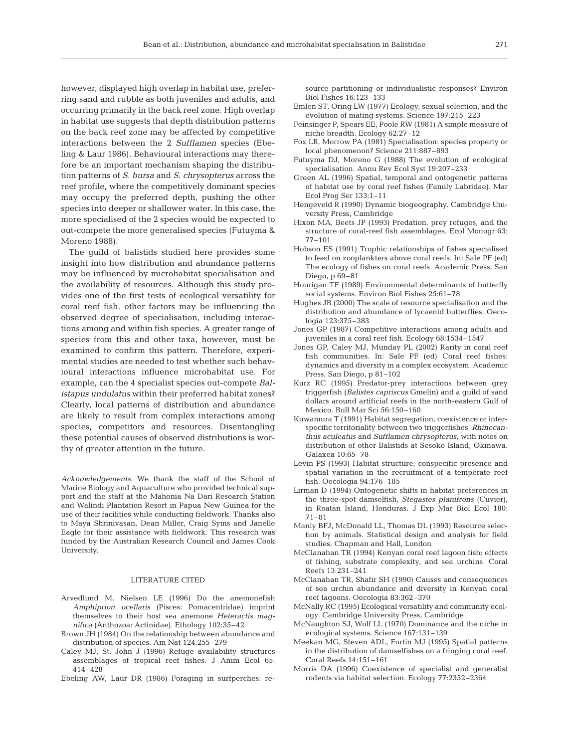however, displayed high overlap in habitat use, preferring sand and rubble as both juveniles and adults, and occurring primarily in the back reef zone. High overlap in habitat use suggests that depth distribution patterns on the back reef zone may be affected by competitive interactions between the 2 *Sufflamen* species (Ebeling & Laur 1986). Behavioural interactions may therefore be an important mechanism shaping the distribution patterns of *S. bursa* and *S. chrysopterus* across the reef profile, where the competitively dominant species may occupy the preferred depth, pushing the other species into deeper or shallower water. In this case, the more specialised of the 2 species would be expected to out-compete the more generalised species (Futuyma & Moreno 1988).

The guild of balistids studied here provides some insight into how distribution and abundance patterns may be influenced by microhabitat specialisation and the availability of resources. Although this study provides one of the first tests of ecological versatility for coral reef fish, other factors may be influencing the observed degree of specialisation, including interactions among and within fish species. A greater range of species from this and other taxa, however, must be examined to confirm this pattern. Therefore, experimental studies are needed to test whether such behavioural interactions influence microhabitat use. For example, can the 4 specialist species out-compete *Balistapus undulatus* within their preferred habitat zones? Clearly, local patterns of distribution and abundance are likely to result from complex interactions among species, competitors and resources. Disentangling these potential causes of observed distributions is worthy of greater attention in the future.

*Acknowledgements.* We thank the staff of the School of Marine Biology and Aquaculture who provided technical support and the staff at the Mahonia Na Dari Research Station and Walindi Plantation Resort in Papua New Guinea for the use of their facilities while conducting fieldwork. Thanks also to Maya Shrinivasan, Dean Miller, Craig Syms and Janelle Eagle for their assistance with fieldwork. This research was funded by the Australian Research Council and James Cook University.

## LITERATURE CITED

- Arvedlund M, Nielsen LE (1996) Do the anemonefish *Amphiprion ocellaris* (Pisces: Pomacentridae) imprint themselves to their host sea anemone *Heteractis magnifica* (Anthozoa: Actinidae). Ethology 102:35–42
- Brown JH (1984) On the relationship between abundance and distribution of species. Am Nat 124:255–279
- Caley MJ, St. John J (1996) Refuge availability structures assemblages of tropical reef fishes. J Anim Ecol 65: 414–428
- Ebeling AW, Laur DR (1986) Foraging in surfperches: resource partitioning or individualistic responses? Environ Biol Fishes 16:123–133
- Emlen ST, Oring LW (1977) Ecology, sexual selection, and the evolution of mating systems. Science 197:215–223
- Feinsinger P, Spears EE, Poole RW (1981) A simple measure of niche breadth. Ecology 62:27–12
- Fox LR, Morrow PA (1981) Specialisation: species property or local phenomenon? Science 211:887–893
- Futuyma DJ, Moreno G (1988) The evolution of ecological specialisation. Annu Rev Ecol Syst 19:207–233
- Green AL (1996) Spatial, temporal and ontogenetic patterns of habitat use by coral reef fishes (Family Labridae). Mar Ecol Prog Ser 133:1–11
- Hengeveld R (1990) Dynamic biogeography. Cambridge University Press, Cambridge
- Hixon MA, Beets JP (1993) Predation, prey refuges, and the structure of coral-reef fish assemblages. Ecol Monogr 63: 77–101
- Hobson ES (1991) Trophic relationships of fishes specialised to feed on zooplankters above coral reefs. In: Sale PF (ed) The ecology of fishes on coral reefs. Academic Press, San Diego, p 69–81
- Hourigan TF (1989) Environmental determinants of butterfly social systems. Environ Biol Fishes 25:61–78
- Hughes JB (2000) The scale of resource specialisation and the distribution and abundance of lycaenid butterflies. Oecologia 123:375–383
- Jones GP (1987) Competitive interactions among adults and juveniles in a coral reef fish. Ecology 68:1534–1547
- Jones GP, Caley MJ, Munday PL (2002) Rarity in coral reef fish communities. In: Sale PF (ed) Coral reef fishes: dynamics and diversity in a complex ecosystem. Academic Press, San Diego, p 81–102
- Kurz RC (1995) Predator-prey interactions between grey triggerfish (*Balistes capriscus* Gmelin) and a guild of sand dollars around artificial reefs in the north-eastern Gulf of Mexico. Bull Mar Sci 56:150–160
- Kuwamura T (1991) Habitat segregation, coexistence or interspecific territoriality between two triggerfishes, *Rhinecanthus aculeatus* and *Sufflamen chrysopterus*, with notes on distribution of other Balistids at Sesoko Island, Okinawa. Galaxea 10:65–78
- Levin PS (1993) Habitat structure, conspecific presence and spatial variation in the recruitment of a temperate reef fish. Oecologia 94:176–185
- Lirman D (1994) Ontogenetic shifts in habitat preferences in the three-spot damselfish, *Stegastes planifrons* (Cuvier), in Roatan Island, Honduras. J Exp Mar Biol Ecol 180: 71–81
- Manly BFJ, McDonald LL, Thomas DL (1993) Resource selection by animals. Statistical design and analysis for field studies. Chapman and Hall, London
- McClanahan TR (1994) Kenyan coral reef lagoon fish: effects of fishing, substrate complexity, and sea urchins. Coral Reefs 13:231–241
- McClanahan TR, Shafir SH (1990) Causes and consequences of sea urchin abundance and diversity in Kenyan coral reef lagoons. Oecologia 83:362–370
- McNally RC (1995) Ecological versatility and community ecology. Cambridge University Press, Cambridge
- McNaughton SJ, Wolf LL (1970) Dominance and the niche in ecological systems. Science 167:131–139
- Meekan MG, Steven ADL, Fortin MJ (1995) Spatial patterns in the distribution of damselfishes on a fringing coral reef. Coral Reefs 14:151–161
- Morris DA (1996) Coexistence of specialist and generalist rodents via habitat selection. Ecology 77:2352–2364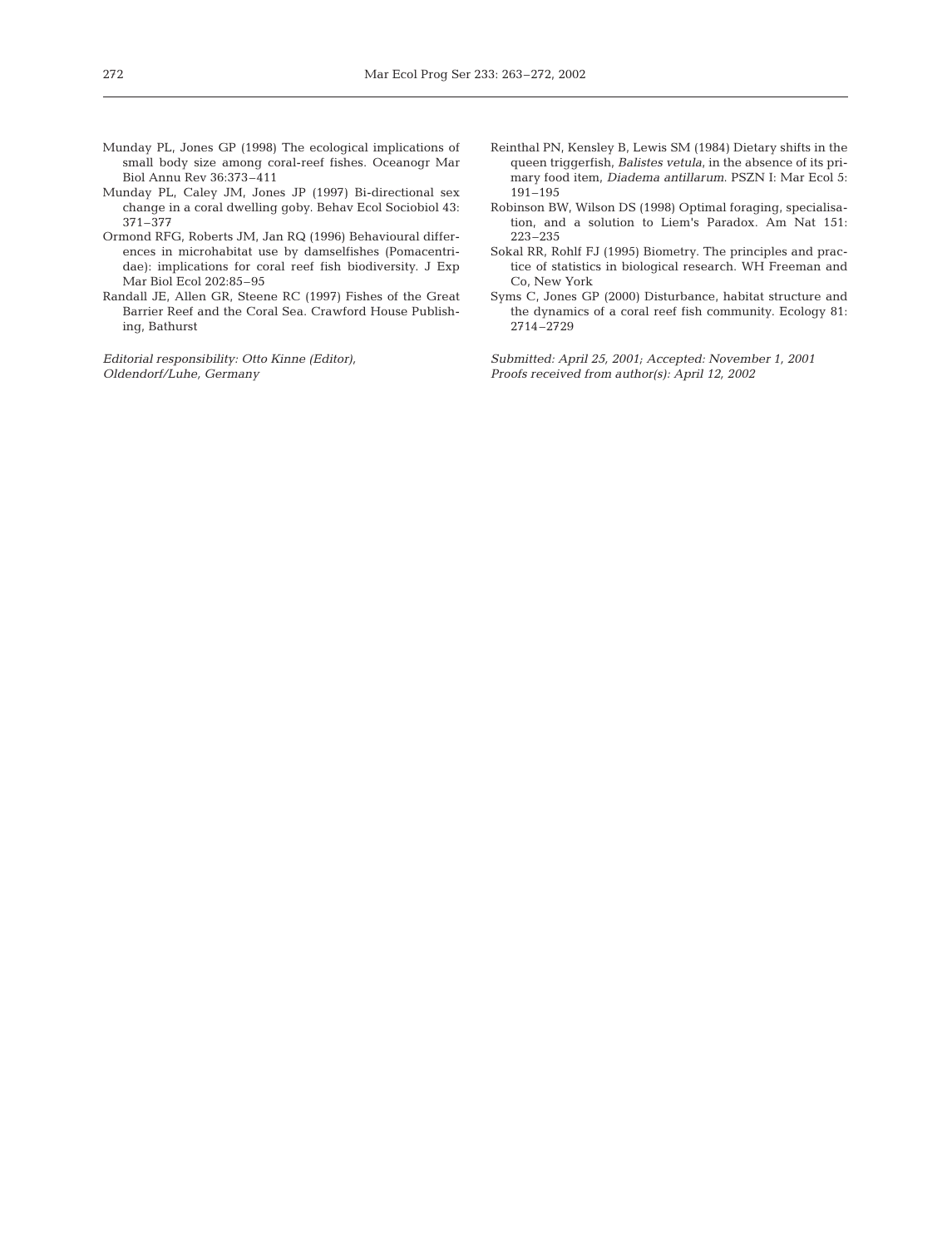Munday PL, Jones GP (1998) The ecological implications of small body size among coral-reef fishes. Oceanogr Mar Biol Annu Rev 36:373–411

Munday PL, Caley JM, Jones JP (1997) Bi-directional sex change in a coral dwelling goby. Behav Ecol Sociobiol 43: 371–377

Ormond RFG, Roberts JM, Jan RQ (1996) Behavioural differences in microhabitat use by damselfishes (Pomacentridae): implications for coral reef fish biodiversity. J Exp Mar Biol Ecol 202:85–95

Randall JE, Allen GR, Steene RC (1997) Fishes of the Great Barrier Reef and the Coral Sea. Crawford House Publishing, Bathurst

Reinthal PN, Kensley B, Lewis SM (1984) Dietary shifts in the queen triggerfish, *Balistes vetula*, in the absence of its primary food item, *Diadema antillarum*. PSZN I: Mar Ecol 5: 191–195

Robinson BW, Wilson DS (1998) Optimal foraging, specialisation, and a solution to Liem's Paradox. Am Nat 151: 223–235

Sokal RR, Rohlf FJ (1995) Biometry. The principles and practice of statistics in biological research. WH Freeman and Co, New York

Syms C, Jones GP (2000) Disturbance, habitat structure and the dynamics of a coral reef fish community. Ecology 81: 2714–2729

*Editorial responsibility: Otto Kinne (Editor), Oldendorf/Luhe, Germany*

*Submitted: April 25, 2001; Accepted: November 1, 2001*
*Proofs received from author(s): April 12, 2002*